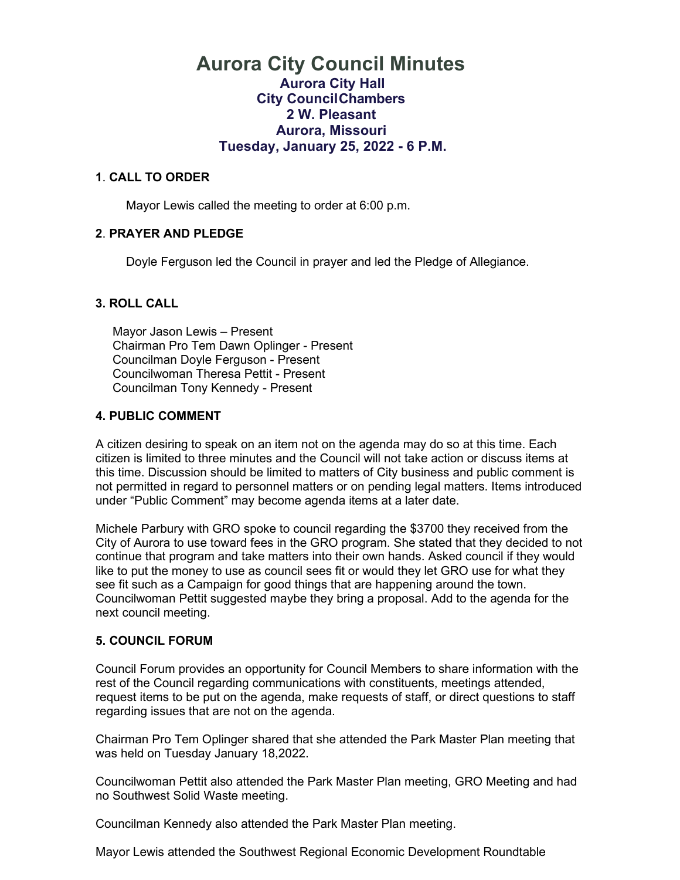# Aurora City Council Minutes

## Aurora City Hall
## City CouncilChambers
## 2 W. Pleasant
## Aurora, Missouri
## Tuesday, January 25, 2022 - 6 P.M.

### 1. CALL TO ORDER

Mayor Lewis called the meeting to order at 6:00 p.m.

### 2. PRAYER AND PLEDGE

Doyle Ferguson led the Council in prayer and led the Pledge of Allegiance.

### 3. ROLL CALL

Mayor Jason Lewis – Present
Chairman Pro Tem Dawn Oplinger - Present
Councilman Doyle Ferguson - Present
Councilwoman Theresa Pettit - Present
Councilman Tony Kennedy - Present

### 4. PUBLIC COMMENT

A citizen desiring to speak on an item not on the agenda may do so at this time. Each citizen is limited to three minutes and the Council will not take action or discuss items at this time. Discussion should be limited to matters of City business and public comment is not permitted in regard to personnel matters or on pending legal matters. Items introduced under "Public Comment" may become agenda items at a later date.

Michele Parbury with GRO spoke to council regarding the $3700 they received from the City of Aurora to use toward fees in the GRO program. She stated that they decided to not continue that program and take matters into their own hands. Asked council if they would like to put the money to use as council sees fit or would they let GRO use for what they see fit such as a Campaign for good things that are happening around the town. Councilwoman Pettit suggested maybe they bring a proposal. Add to the agenda for the next council meeting.

### 5. COUNCIL FORUM

Council Forum provides an opportunity for Council Members to share information with the rest of the Council regarding communications with constituents, meetings attended, request items to be put on the agenda, make requests of staff, or direct questions to staff regarding issues that are not on the agenda.

Chairman Pro Tem Oplinger shared that she attended the Park Master Plan meeting that was held on Tuesday January 18,2022.

Councilwoman Pettit also attended the Park Master Plan meeting, GRO Meeting and had no Southwest Solid Waste meeting.

Councilman Kennedy also attended the Park Master Plan meeting.

Mayor Lewis attended the Southwest Regional Economic Development Roundtable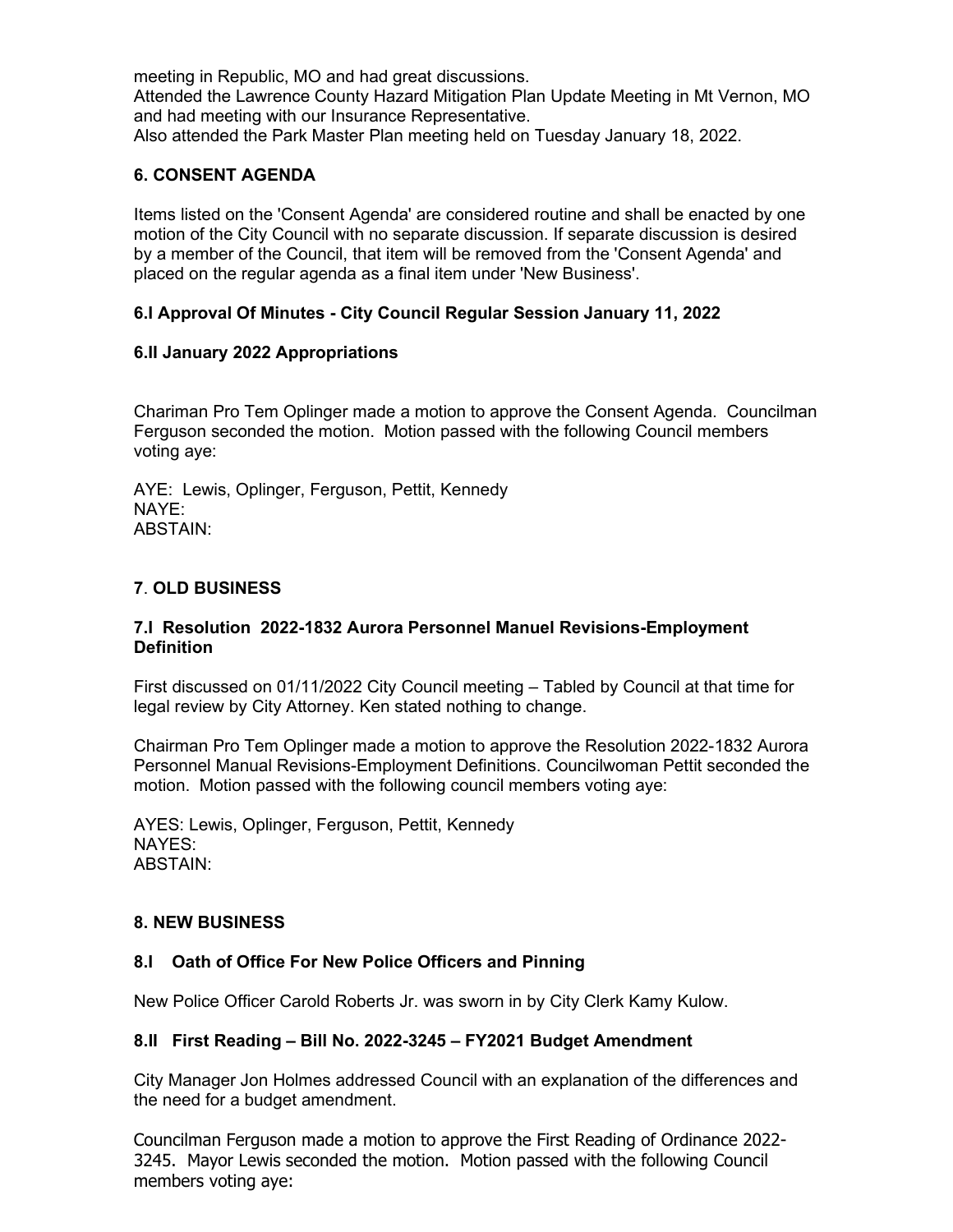meeting in Republic, MO and had great discussions.
Attended the Lawrence County Hazard Mitigation Plan Update Meeting in Mt Vernon, MO and had meeting with our Insurance Representative.
Also attended the Park Master Plan meeting held on Tuesday January 18, 2022.

## 6. CONSENT AGENDA

Items listed on the 'Consent Agenda' are considered routine and shall be enacted by one motion of the City Council with no separate discussion. If separate discussion is desired by a member of the Council, that item will be removed from the 'Consent Agenda' and placed on the regular agenda as a final item under 'New Business'.

### 6.I Approval Of Minutes - City Council Regular Session January 11, 2022

### 6.II January 2022 Appropriations

Chariman Pro Tem Oplinger made a motion to approve the Consent Agenda. Councilman Ferguson seconded the motion. Motion passed with the following Council members voting aye:

AYE: Lewis, Oplinger, Ferguson, Pettit, Kennedy
NAYE:
ABSTAIN:

## 7. OLD BUSINESS

### 7.I Resolution 2022-1832 Aurora Personnel Manuel Revisions-Employment Definition

First discussed on 01/11/2022 City Council meeting – Tabled by Council at that time for legal review by City Attorney. Ken stated nothing to change.

Chairman Pro Tem Oplinger made a motion to approve the Resolution 2022-1832 Aurora Personnel Manual Revisions-Employment Definitions. Councilwoman Pettit seconded the motion. Motion passed with the following council members voting aye:

AYES: Lewis, Oplinger, Ferguson, Pettit, Kennedy
NAYES:
ABSTAIN:

## 8. NEW BUSINESS

### 8.I Oath of Office For New Police Officers and Pinning

New Police Officer Carold Roberts Jr. was sworn in by City Clerk Kamy Kulow.

### 8.II First Reading – Bill No. 2022-3245 – FY2021 Budget Amendment

City Manager Jon Holmes addressed Council with an explanation of the differences and the need for a budget amendment.

Councilman Ferguson made a motion to approve the First Reading of Ordinance 2022-3245. Mayor Lewis seconded the motion. Motion passed with the following Council members voting aye: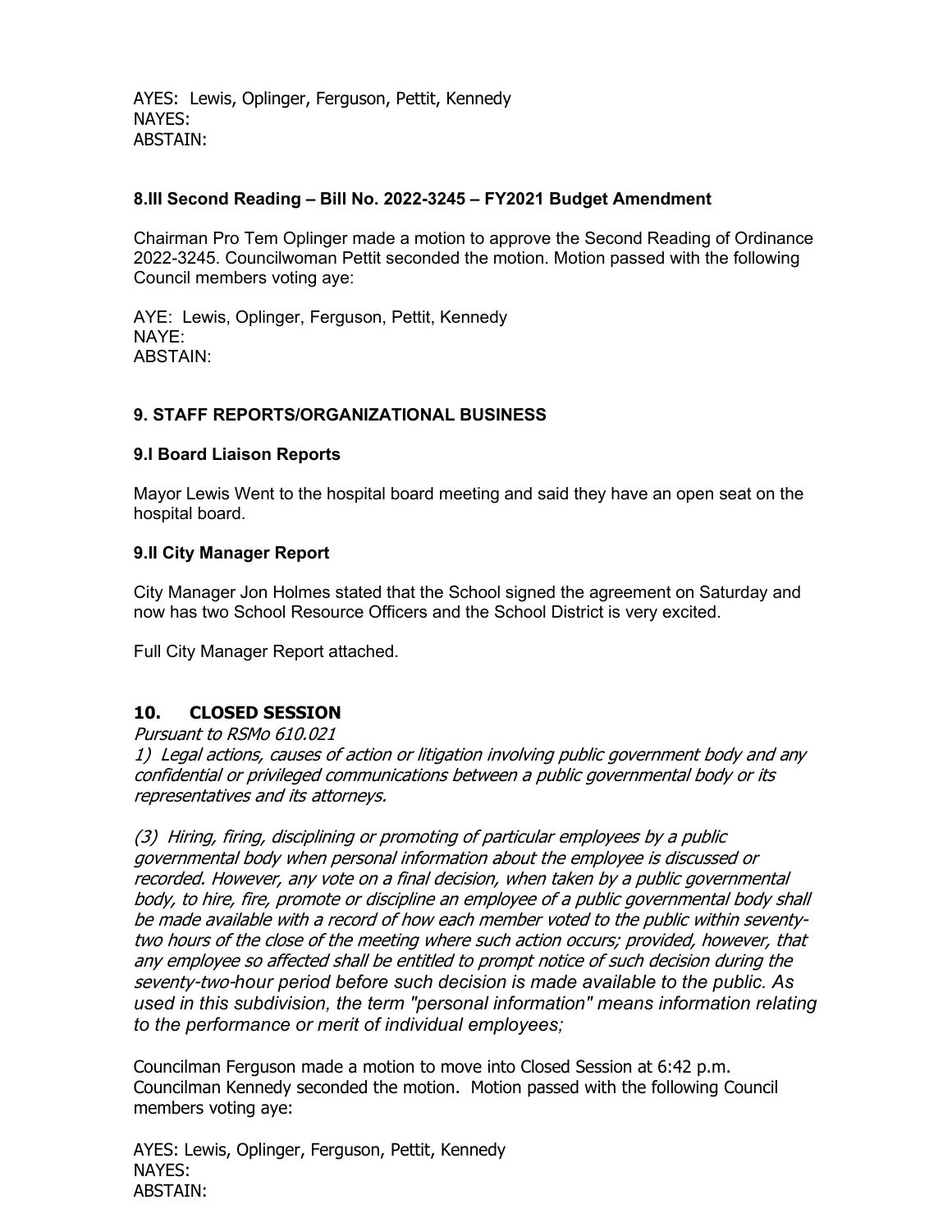AYES: Lewis, Oplinger, Ferguson, Pettit, Kennedy
NAYES:
ABSTAIN:

### 8.III Second Reading – Bill No. 2022-3245 – FY2021 Budget Amendment

Chairman Pro Tem Oplinger made a motion to approve the Second Reading of Ordinance 2022-3245. Councilwoman Pettit seconded the motion. Motion passed with the following Council members voting aye:

AYE: Lewis, Oplinger, Ferguson, Pettit, Kennedy
NAYE:
ABSTAIN:

## 9. STAFF REPORTS/ORGANIZATIONAL BUSINESS

### 9.I Board Liaison Reports

Mayor Lewis Went to the hospital board meeting and said they have an open seat on the hospital board.

### 9.II City Manager Report

City Manager Jon Holmes stated that the School signed the agreement on Saturday and now has two School Resource Officers and the School District is very excited.

Full City Manager Report attached.

## 10. CLOSED SESSION

*Pursuant to RSMo 610.021*
*1) Legal actions, causes of action or litigation involving public government body and any confidential or privileged communications between a public governmental body or its representatives and its attorneys.*

*(3) Hiring, firing, disciplining or promoting of particular employees by a public governmental body when personal information about the employee is discussed or recorded. However, any vote on a final decision, when taken by a public governmental body, to hire, fire, promote or discipline an employee of a public governmental body shall be made available with a record of how each member voted to the public within seventy-two hours of the close of the meeting where such action occurs; provided, however, that any employee so affected shall be entitled to prompt notice of such decision during the seventy-two-hour period before such decision is made available to the public. As used in this subdivision, the term "personal information" means information relating to the performance or merit of individual employees;*

Councilman Ferguson made a motion to move into Closed Session at 6:42 p.m. Councilman Kennedy seconded the motion. Motion passed with the following Council members voting aye:

AYES: Lewis, Oplinger, Ferguson, Pettit, Kennedy
NAYES:
ABSTAIN: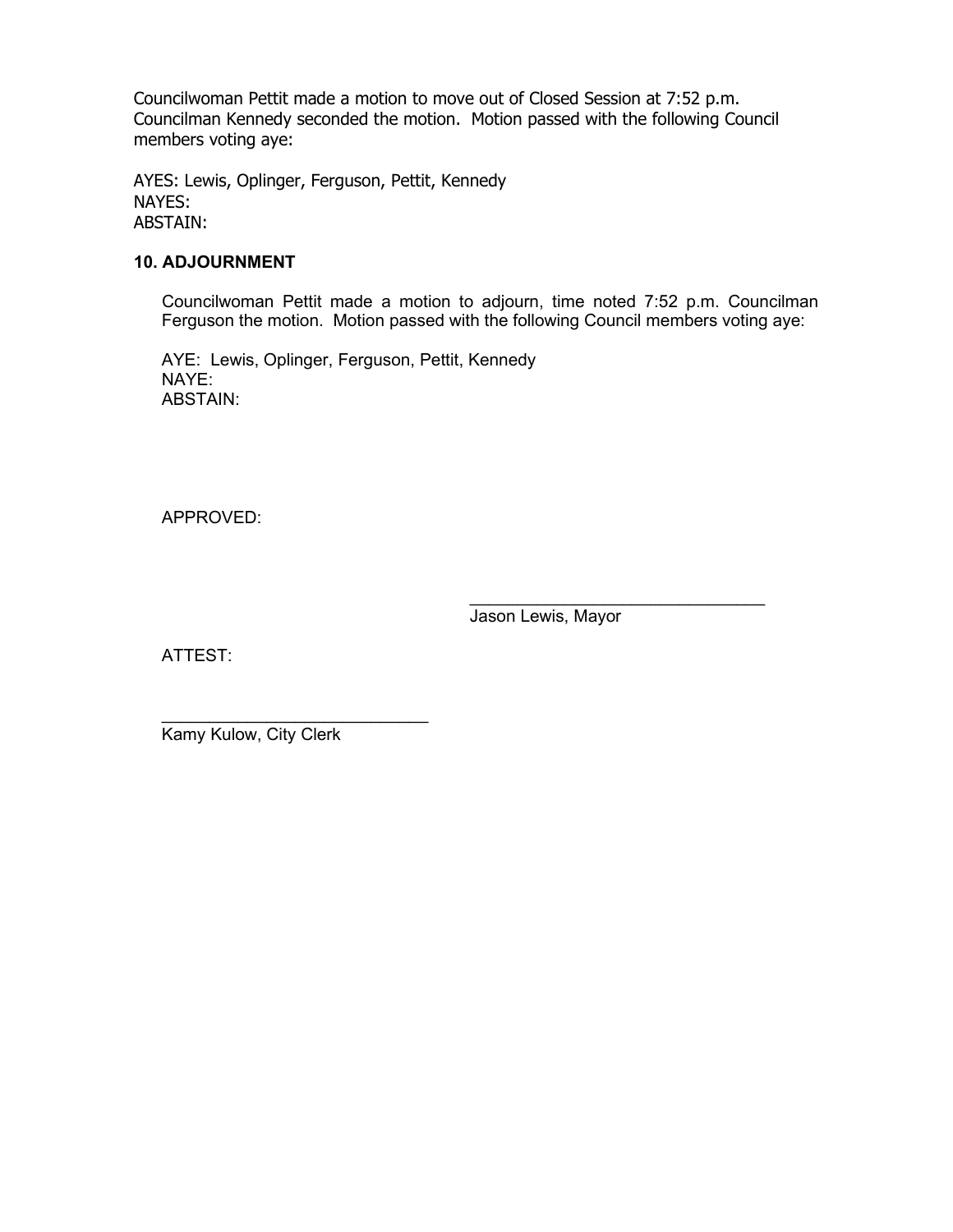Councilwoman Pettit made a motion to move out of Closed Session at 7:52 p.m. Councilman Kennedy seconded the motion. Motion passed with the following Council members voting aye:

AYES: Lewis, Oplinger, Ferguson, Pettit, Kennedy
NAYES:
ABSTAIN:

**10. ADJOURNMENT**

Councilwoman Pettit made a motion to adjourn, time noted 7:52 p.m. Councilman Ferguson the motion. Motion passed with the following Council members voting aye:

AYE: Lewis, Oplinger, Ferguson, Pettit, Kennedy
NAYE:
ABSTAIN:

APPROVED:

\_\_\_\_\_\_\_\_\_\_\_\_\_\_\_\_\_\_\_\_\_\_\_\_\_\_\_\_\_\_\_\_
Jason Lewis, Mayor

ATTEST:

\_\_\_\_\_\_\_\_\_\_\_\_\_\_\_\_\_\_\_\_\_\_\_\_\_\_\_\_
Kamy Kulow, City Clerk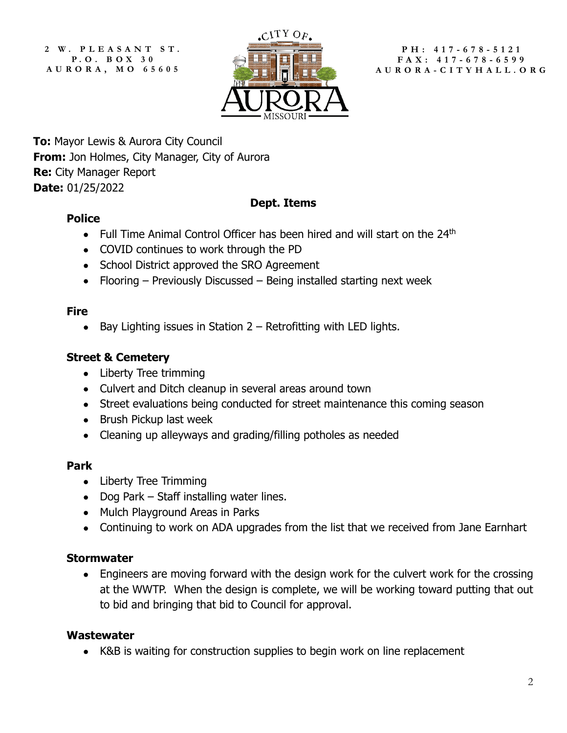2 W. PLEASANT ST.
P.O. BOX 30
AURORA, MO 65605

PH: 417-678-5121
FAX: 417-678-6599
AURORA-CITYHALL.ORG

**To:** Mayor Lewis & Aurora City Council
**From:** Jon Holmes, City Manager, City of Aurora
**Re:** City Manager Report
**Date:** 01/25/2022

## Dept. Items

### Police

- Full Time Animal Control Officer has been hired and will start on the 24th
- COVID continues to work through the PD
- School District approved the SRO Agreement
- Flooring – Previously Discussed – Being installed starting next week

### Fire

- Bay Lighting issues in Station 2 – Retrofitting with LED lights.

### Street & Cemetery

- Liberty Tree trimming
- Culvert and Ditch cleanup in several areas around town
- Street evaluations being conducted for street maintenance this coming season
- Brush Pickup last week
- Cleaning up alleyways and grading/filling potholes as needed

### Park

- Liberty Tree Trimming
- Dog Park – Staff installing water lines.
- Mulch Playground Areas in Parks
- Continuing to work on ADA upgrades from the list that we received from Jane Earnhart

### Stormwater

- Engineers are moving forward with the design work for the culvert work for the crossing at the WWTP. When the design is complete, we will be working toward putting that out to bid and bringing that bid to Council for approval.

### Wastewater

- K&B is waiting for construction supplies to begin work on line replacement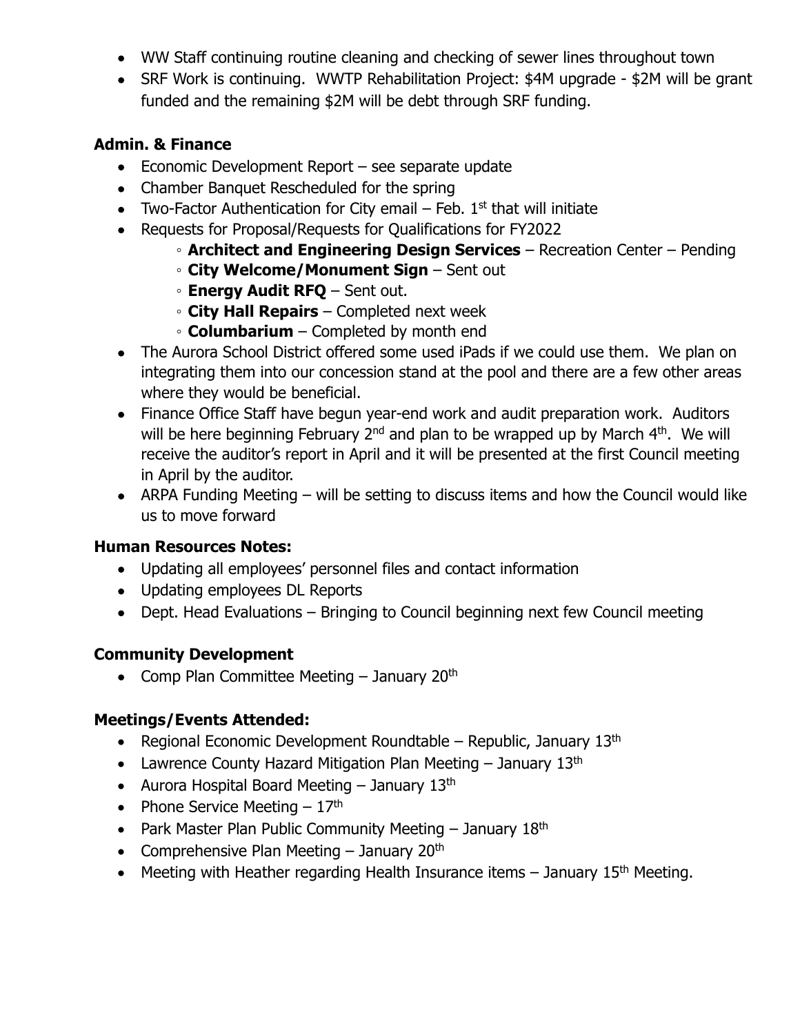- WW Staff continuing routine cleaning and checking of sewer lines throughout town
- SRF Work is continuing. WWTP Rehabilitation Project: $4M upgrade - $2M will be grant funded and the remaining $2M will be debt through SRF funding.

**Admin. & Finance**

- Economic Development Report – see separate update
- Chamber Banquet Rescheduled for the spring
- Two-Factor Authentication for City email – Feb. 1st that will initiate
- Requests for Proposal/Requests for Qualifications for FY2022
    - **Architect and Engineering Design Services** – Recreation Center – Pending
    - **City Welcome/Monument Sign** – Sent out
    - **Energy Audit RFQ** – Sent out.
    - **City Hall Repairs** – Completed next week
    - **Columbarium** – Completed by month end
- The Aurora School District offered some used iPads if we could use them. We plan on integrating them into our concession stand at the pool and there are a few other areas where they would be beneficial.
- Finance Office Staff have begun year-end work and audit preparation work. Auditors will be here beginning February 2nd and plan to be wrapped up by March 4th. We will receive the auditor's report in April and it will be presented at the first Council meeting in April by the auditor.
- ARPA Funding Meeting – will be setting to discuss items and how the Council would like us to move forward

**Human Resources Notes:**

- Updating all employees' personnel files and contact information
- Updating employees DL Reports
- Dept. Head Evaluations – Bringing to Council beginning next few Council meeting

**Community Development**

- Comp Plan Committee Meeting – January 20th

**Meetings/Events Attended:**

- Regional Economic Development Roundtable – Republic, January 13th
- Lawrence County Hazard Mitigation Plan Meeting – January 13th
- Aurora Hospital Board Meeting – January 13th
- Phone Service Meeting – 17th
- Park Master Plan Public Community Meeting – January 18th
- Comprehensive Plan Meeting – January 20th
- Meeting with Heather regarding Health Insurance items – January 15th Meeting.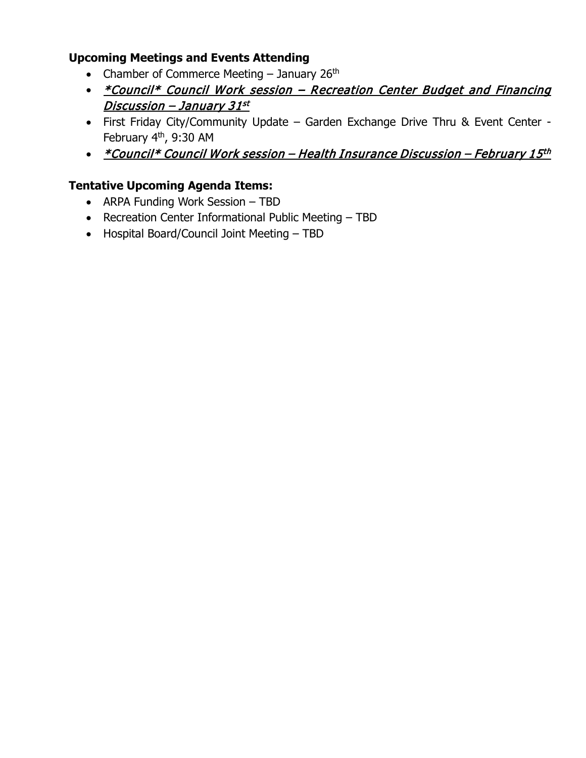**Upcoming Meetings and Events Attending**

- Chamber of Commerce Meeting – January 26th
- *\*Council\* Council Work session – Recreation Center Budget and Financing Discussion – January 31st*
- First Friday City/Community Update – Garden Exchange Drive Thru & Event Center - February 4th, 9:30 AM
- *\*Council\* Council Work session – Health Insurance Discussion – February 15th*

**Tentative Upcoming Agenda Items:**

- ARPA Funding Work Session – TBD
- Recreation Center Informational Public Meeting – TBD
- Hospital Board/Council Joint Meeting – TBD